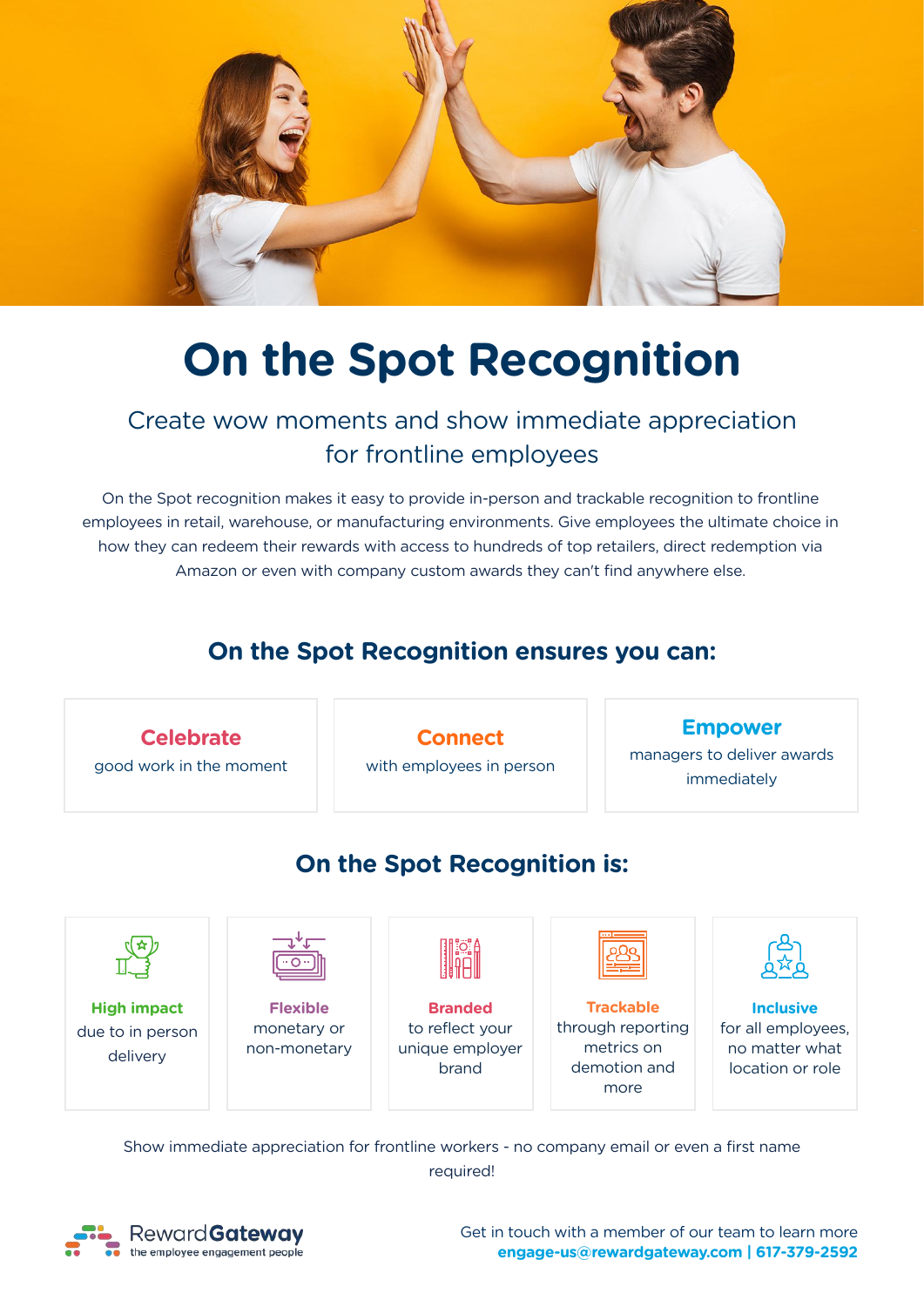# On the Spot Recognition

## Create wow moments and show immediate appreciation for frontline employees

On the Spot recognition makes it easy to provide in-person and trackable recognition to frontline employees in retail, warehouse, or manufacturing environments. Give employees the ultimate choice in how they can redeem their rewards with access to hundreds of top retailers, direct redemption via Amazon or even with company custom awards they can't find anywhere else.

## On the Spot Recognition ensures you can:

**Celebrate**
good work in the moment

**Connect**
with employees in person

**Empower**
managers to deliver awards immediately

## On the Spot Recognition is:

**High impact**
due to in person delivery

**Flexible**
monetary or non-monetary

**Branded**
to reflect your unique employer brand

**Trackable**
through reporting metrics on demotion and more

**Inclusive**
for all employees, no matter what location or role

Show immediate appreciation for frontline workers - no company email or even a first name required!

RewardGateway
the employee engagement people

Get in touch with a member of our team to learn more
**engage-us@rewardgateway.com | 617-379-2592**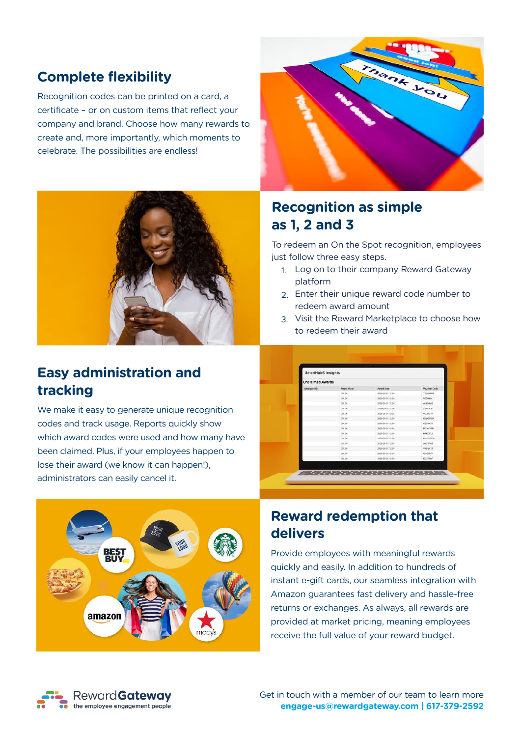## Complete flexibility

Recognition codes can be printed on a card, a certificate – or on custom items that reflect your company and brand. Choose how many rewards to create and, more importantly, which moments to celebrate. The possibilities are endless!

## Recognition as simple as 1, 2 and 3

To redeem an On the Spot recognition, employees just follow three easy steps.

1. Log on to their company Reward Gateway platform
2. Enter their unique reward code number to redeem award amount
3. Visit the Reward Marketplace to choose how to redeem their award

## Easy administration and tracking

We make it easy to generate unique recognition codes and track usage. Reports quickly show which award codes were used and how many have been claimed. Plus, if your employees happen to lose their award (we know it can happen!), administrators can easily cancel it.

## Reward redemption that delivers

Provide employees with meaningful rewards quickly and easily. In addition to hundreds of instant e-gift cards, our seamless integration with Amazon guarantees fast delivery and hassle-free returns or exchanges. As always, all rewards are provided at market pricing, meaning employees receive the full value of your reward budget.

RewardGateway
the employee engagement people

Get in touch with a member of our team to learn more
**engage-us@rewardgateway.com | 617-379-2592**